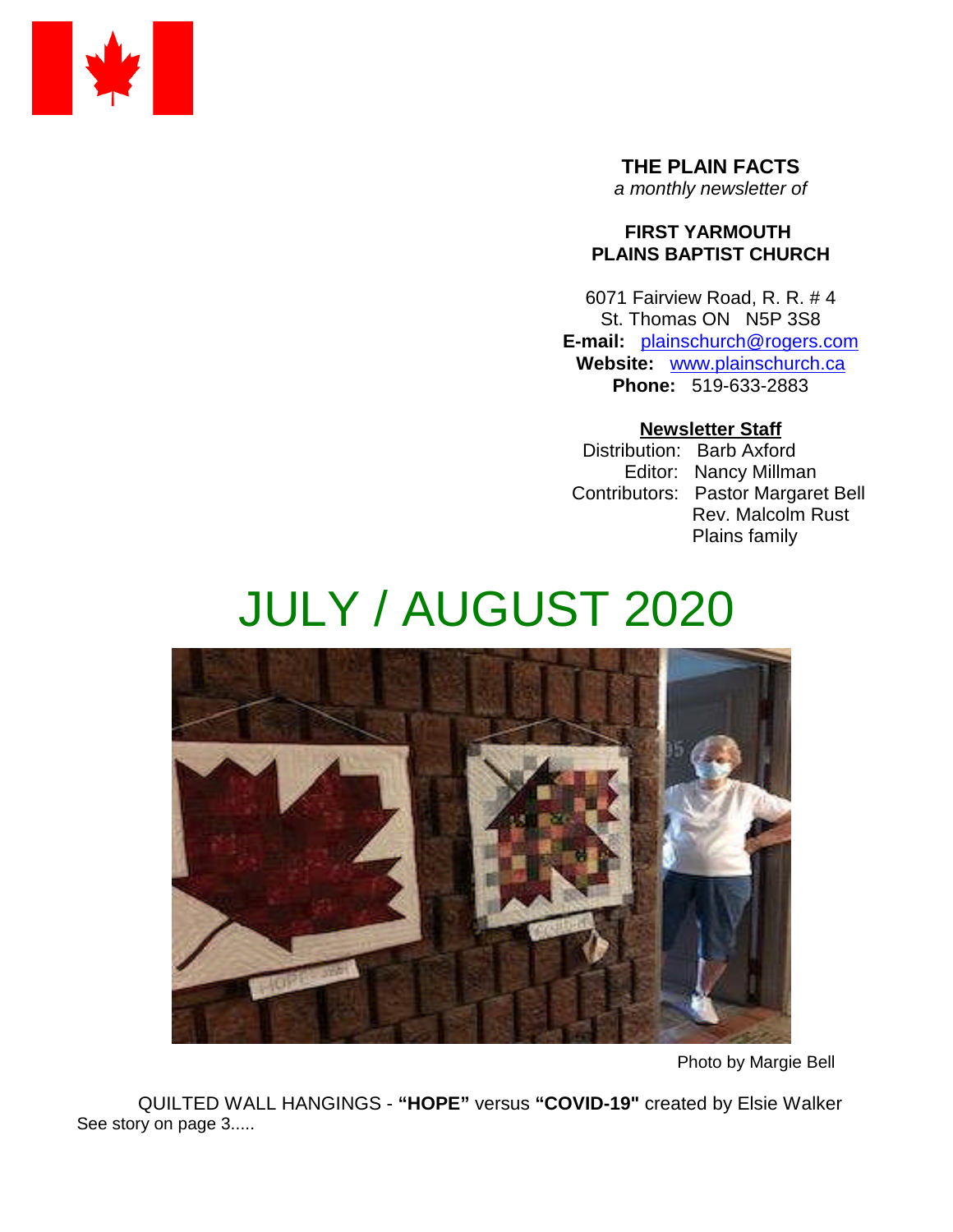**THE PLAIN FACTS**
*a monthly newsletter of*

**FIRST YARMOUTH PLAINS BAPTIST CHURCH**

6071 Fairview Road, R. R. # 4
St. Thomas ON N5P 3S8
**E-mail:** plainschurch@rogers.com
**Website:** www.plainschurch.ca
**Phone:** 519-633-2883

**Newsletter Staff**

Distribution: Barb Axford
Editor: Nancy Millman
Contributors: Pastor Margaret Bell
Rev. Malcolm Rust
Plains family

# JULY / AUGUST 2020

Photo by Margie Bell

QUILTED WALL HANGINGS - **"HOPE"** versus **"COVID-19"** created by Elsie Walker
See story on page 3.....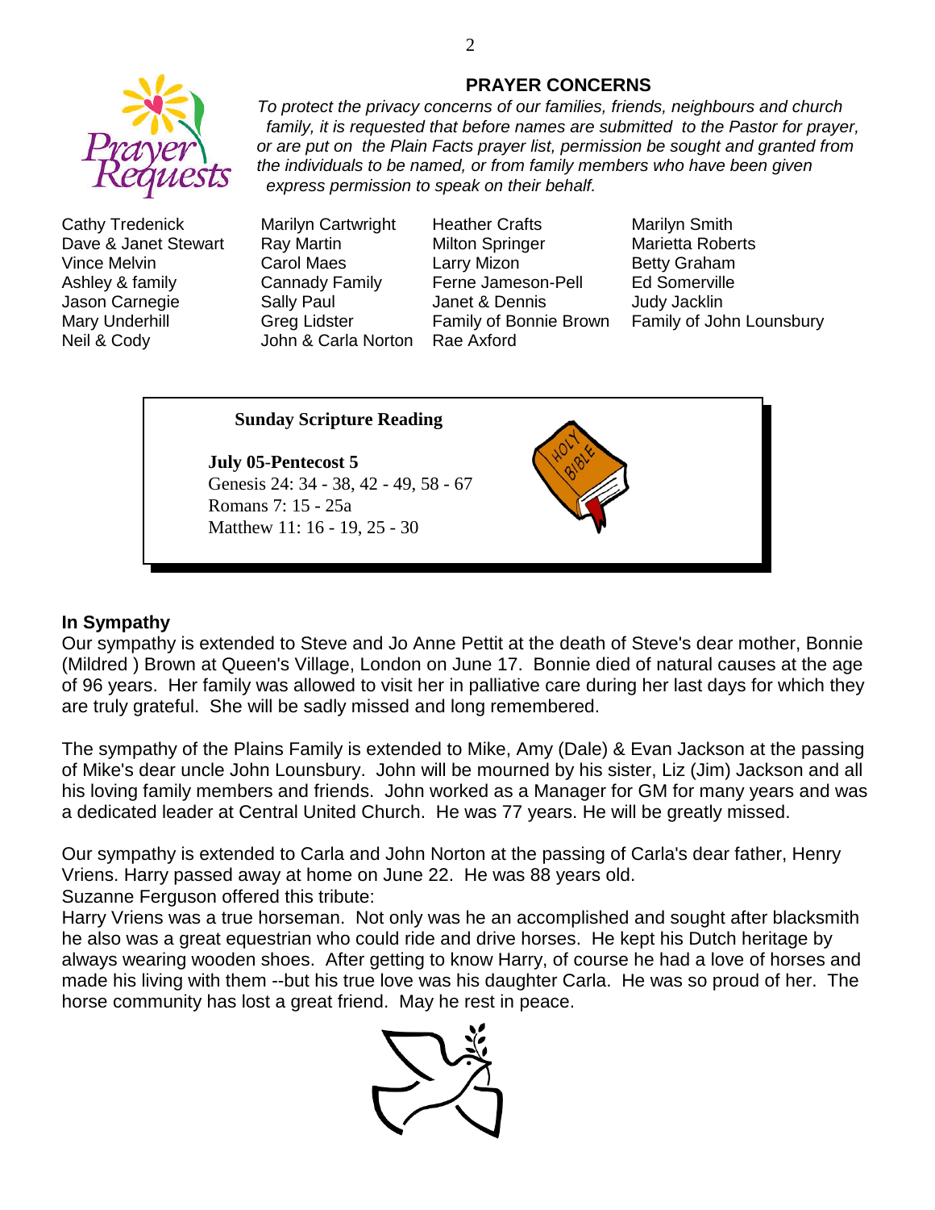## PRAYER CONCERNS

*To protect the privacy concerns of our families, friends, neighbours and church family, it is requested that before names are submitted to the Pastor for prayer, or are put on the Plain Facts prayer list, permission be sought and granted from the individuals to be named, or from family members who have been given express permission to speak on their behalf.*

| | | | |
|---|---|---|---|
| Cathy Tredenick | Marilyn Cartwright | Heather Crafts | Marilyn Smith |
| Dave & Janet Stewart | Ray Martin | Milton Springer | Marietta Roberts |
| Vince Melvin | Carol Maes | Larry Mizon | Betty Graham |
| Ashley & family | Cannady Family | Ferne Jameson-Pell | Ed Somerville |
| Jason Carnegie | Sally Paul | Janet & Dennis | Judy Jacklin |
| Mary Underhill | Greg Lidster | Family of Bonnie Brown | Family of John Lounsbury |
| Neil & Cody | John & Carla Norton | Rae Axford | |

**Sunday Scripture Reading**

**July 05-Pentecost 5**
Genesis 24: 34 - 38, 42 - 49, 58 - 67
Romans 7: 15 - 25a
Matthew 11: 16 - 19, 25 - 30

### In Sympathy

Our sympathy is extended to Steve and Jo Anne Pettit at the death of Steve's dear mother, Bonnie (Mildred ) Brown at Queen's Village, London on June 17. Bonnie died of natural causes at the age of 96 years. Her family was allowed to visit her in palliative care during her last days for which they are truly grateful. She will be sadly missed and long remembered.

The sympathy of the Plains Family is extended to Mike, Amy (Dale) & Evan Jackson at the passing of Mike's dear uncle John Lounsbury. John will be mourned by his sister, Liz (Jim) Jackson and all his loving family members and friends. John worked as a Manager for GM for many years and was a dedicated leader at Central United Church. He was 77 years. He will be greatly missed.

Our sympathy is extended to Carla and John Norton at the passing of Carla's dear father, Henry Vriens. Harry passed away at home on June 22. He was 88 years old.
Suzanne Ferguson offered this tribute:
Harry Vriens was a true horseman. Not only was he an accomplished and sought after blacksmith he also was a great equestrian who could ride and drive horses. He kept his Dutch heritage by always wearing wooden shoes. After getting to know Harry, of course he had a love of horses and made his living with them --but his true love was his daughter Carla. He was so proud of her. The horse community has lost a great friend. May he rest in peace.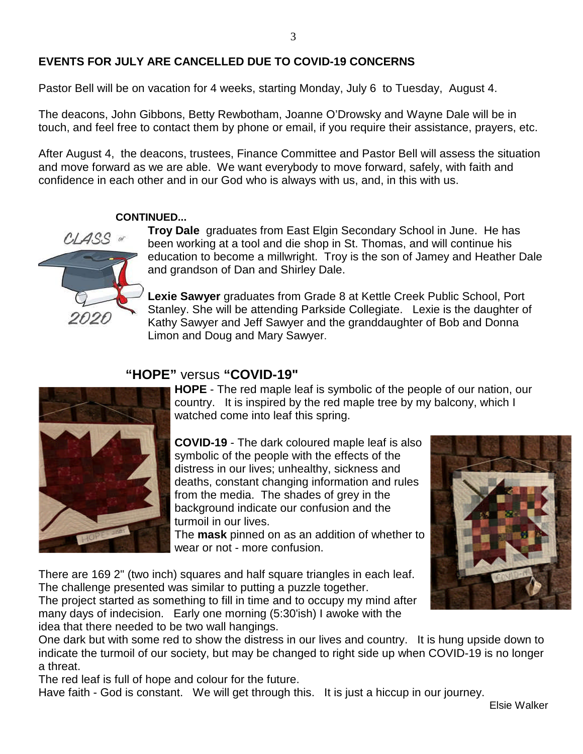## EVENTS FOR JULY ARE CANCELLED DUE TO COVID-19 CONCERNS

Pastor Bell will be on vacation for 4 weeks, starting Monday, July 6 to Tuesday, August 4.

The deacons, John Gibbons, Betty Rewbotham, Joanne O'Drowsky and Wayne Dale will be in touch, and feel free to contact them by phone or email, if you require their assistance, prayers, etc.

After August 4, the deacons, trustees, Finance Committee and Pastor Bell will assess the situation and move forward as we are able. We want everybody to move forward, safely, with faith and confidence in each other and in our God who is always with us, and, in this with us.

**CONTINUED...**

**Troy Dale** graduates from East Elgin Secondary School in June. He has been working at a tool and die shop in St. Thomas, and will continue his education to become a millwright. Troy is the son of Jamey and Heather Dale and grandson of Dan and Shirley Dale.

**Lexie Sawyer** graduates from Grade 8 at Kettle Creek Public School, Port Stanley. She will be attending Parkside Collegiate. Lexie is the daughter of Kathy Sawyer and Jeff Sawyer and the granddaughter of Bob and Donna Limon and Doug and Mary Sawyer.

## "HOPE" versus "COVID-19"

**HOPE** - The red maple leaf is symbolic of the people of our nation, our country. It is inspired by the red maple tree by my balcony, which I watched come into leaf this spring.

**COVID-19** - The dark coloured maple leaf is also symbolic of the people with the effects of the distress in our lives; unhealthy, sickness and deaths, constant changing information and rules from the media. The shades of grey in the background indicate our confusion and the turmoil in our lives.
The **mask** pinned on as an addition of whether to wear or not - more confusion.

There are 169 2" (two inch) squares and half square triangles in each leaf. The challenge presented was similar to putting a puzzle together.
The project started as something to fill in time and to occupy my mind after many days of indecision. Early one morning (5:30'ish) I awoke with the idea that there needed to be two wall hangings.
One dark but with some red to show the distress in our lives and country. It is hung upside down to indicate the turmoil of our society, but may be changed to right side up when COVID-19 is no longer a threat.
The red leaf is full of hope and colour for the future.
Have faith - God is constant. We will get through this. It is just a hiccup in our journey.

Elsie Walker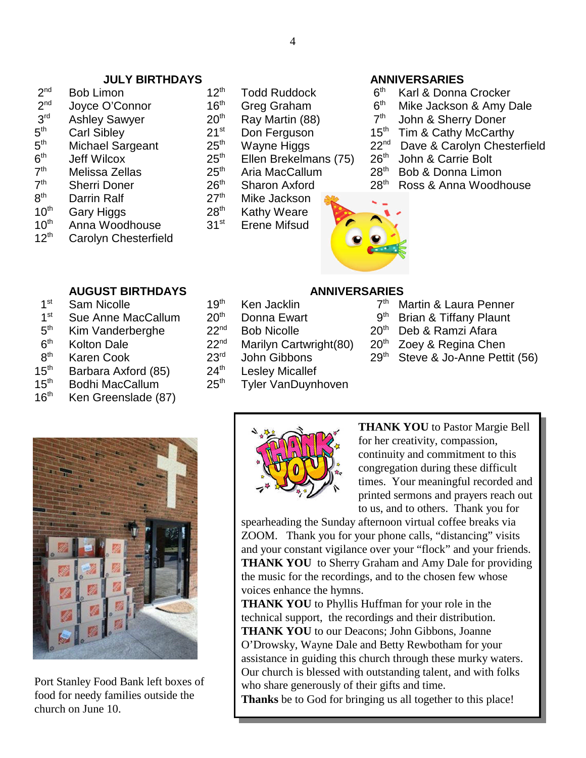## JULY BIRTHDAYS

| | | | |
|---|---|---|---|
| 2nd | Bob Limon | 12th | Todd Ruddock |
| 2nd | Joyce O'Connor | 16th | Greg Graham |
| 3rd | Ashley Sawyer | 20th | Ray Martin (88) |
| 5th | Carl Sibley | 21st | Don Ferguson |
| 5th | Michael Sargeant | 25th | Wayne Higgs |
| 6th | Jeff Wilcox | 25th | Ellen Brekelmans (75) |
| 7th | Melissa Zellas | 25th | Aria MacCallum |
| 7th | Sherri Doner | 26th | Sharon Axford |
| 8th | Darrin Ralf | 27th | Mike Jackson |
| 10th | Gary Higgs | 28th | Kathy Weare |
| 10th | Anna Woodhouse | 31st | Erene Mifsud |
| 12th | Carolyn Chesterfield | | |

## ANNIVERSARIES

| | |
|---|---|
| 6th | Karl & Donna Crocker |
| 6th | Mike Jackson & Amy Dale |
| 7th | John & Sherry Doner |
| 15th | Tim & Cathy McCarthy |
| 22nd | Dave & Carolyn Chesterfield |
| 26th | John & Carrie Bolt |
| 28th | Bob & Donna Limon |
| 28th | Ross & Anna Woodhouse |

## AUGUST BIRTHDAYS

| | | | |
|---|---|---|---|
| 1st | Sam Nicolle | 19th | Ken Jacklin |
| 1st | Sue Anne MacCallum | 20th | Donna Ewart |
| 5th | Kim Vanderberghe | 22nd | Bob Nicolle |
| 6th | Kolton Dale | 22nd | Marilyn Cartwright(80) |
| 8th | Karen Cook | 23rd | John Gibbons |
| 15th | Barbara Axford (85) | 24th | Lesley Micallef |
| 15th | Bodhi MacCallum | 25th | Tyler VanDuynhoven |
| 16th | Ken Greenslade (87) | | |

## ANNIVERSARIES

| | |
|---|---|
| 7th | Martin & Laura Penner |
| 9th | Brian & Tiffany Plaunt |
| 20th | Deb & Ramzi Afara |
| 20th | Zoey & Regina Chen |
| 29th | Steve & Jo-Anne Pettit (56) |

Port Stanley Food Bank left boxes of food for needy families outside the church on June 10.

**THANK YOU** to Pastor Margie Bell for her creativity, compassion, continuity and commitment to this congregation during these difficult times. Your meaningful recorded and printed sermons and prayers reach out to us, and to others. Thank you for spearheading the Sunday afternoon virtual coffee breaks via ZOOM. Thank you for your phone calls, "distancing" visits and your constant vigilance over your "flock" and your friends.

**THANK YOU** to Sherry Graham and Amy Dale for providing the music for the recordings, and to the chosen few whose voices enhance the hymns.

**THANK YOU** to Phyllis Huffman for your role in the technical support, the recordings and their distribution.

**THANK YOU** to our Deacons; John Gibbons, Joanne O'Drowsky, Wayne Dale and Betty Rewbotham for your assistance in guiding this church through these murky waters. Our church is blessed with outstanding talent, and with folks who share generously of their gifts and time.

**Thanks** be to God for bringing us all together to this place!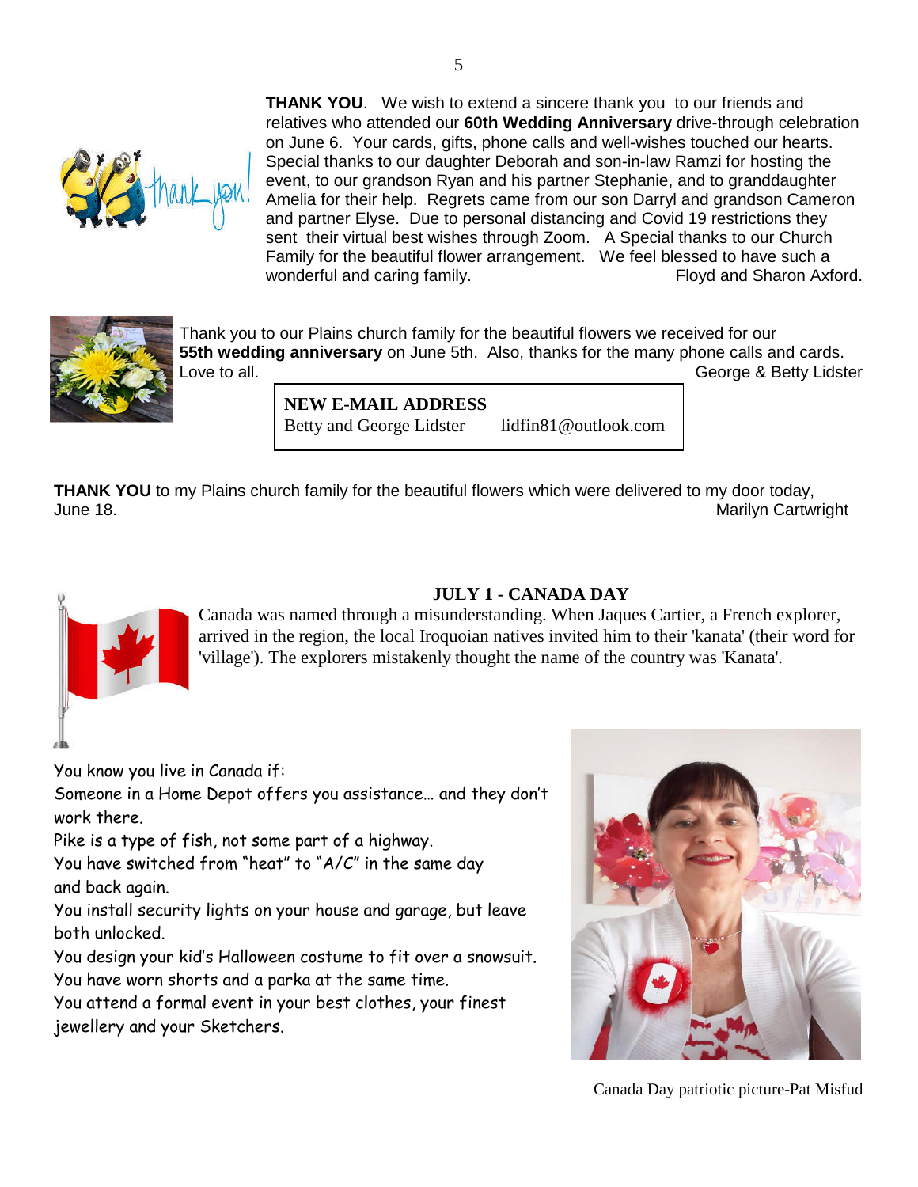**THANK YOU**. We wish to extend a sincere thank you to our friends and relatives who attended our **60th Wedding Anniversary** drive-through celebration on June 6. Your cards, gifts, phone calls and well-wishes touched our hearts. Special thanks to our daughter Deborah and son-in-law Ramzi for hosting the event, to our grandson Ryan and his partner Stephanie, and to granddaughter Amelia for their help. Regrets came from our son Darryl and grandson Cameron and partner Elyse. Due to personal distancing and Covid 19 restrictions they sent their virtual best wishes through Zoom. A Special thanks to our Church Family for the beautiful flower arrangement. We feel blessed to have such a wonderful and caring family. Floyd and Sharon Axford.

Thank you to our Plains church family for the beautiful flowers we received for our **55th wedding anniversary** on June 5th. Also, thanks for the many phone calls and cards. Love to all. George & Betty Lidster

**NEW E-MAIL ADDRESS**
Betty and George Lidster lidfin81@outlook.com

**THANK YOU** to my Plains church family for the beautiful flowers which were delivered to my door today, June 18. Marilyn Cartwright

## JULY 1 - CANADA DAY

Canada was named through a misunderstanding. When Jaques Cartier, a French explorer, arrived in the region, the local Iroquoian natives invited him to their 'kanata' (their word for 'village'). The explorers mistakenly thought the name of the country was 'Kanata'.

You know you live in Canada if:
Someone in a Home Depot offers you assistance… and they don't work there.
Pike is a type of fish, not some part of a highway.
You have switched from "heat" to "A/C" in the same day and back again.
You install security lights on your house and garage, but leave both unlocked.
You design your kid's Halloween costume to fit over a snowsuit.
You have worn shorts and a parka at the same time.
You attend a formal event in your best clothes, your finest jewellery and your Sketchers.

Canada Day patriotic picture-Pat Misfud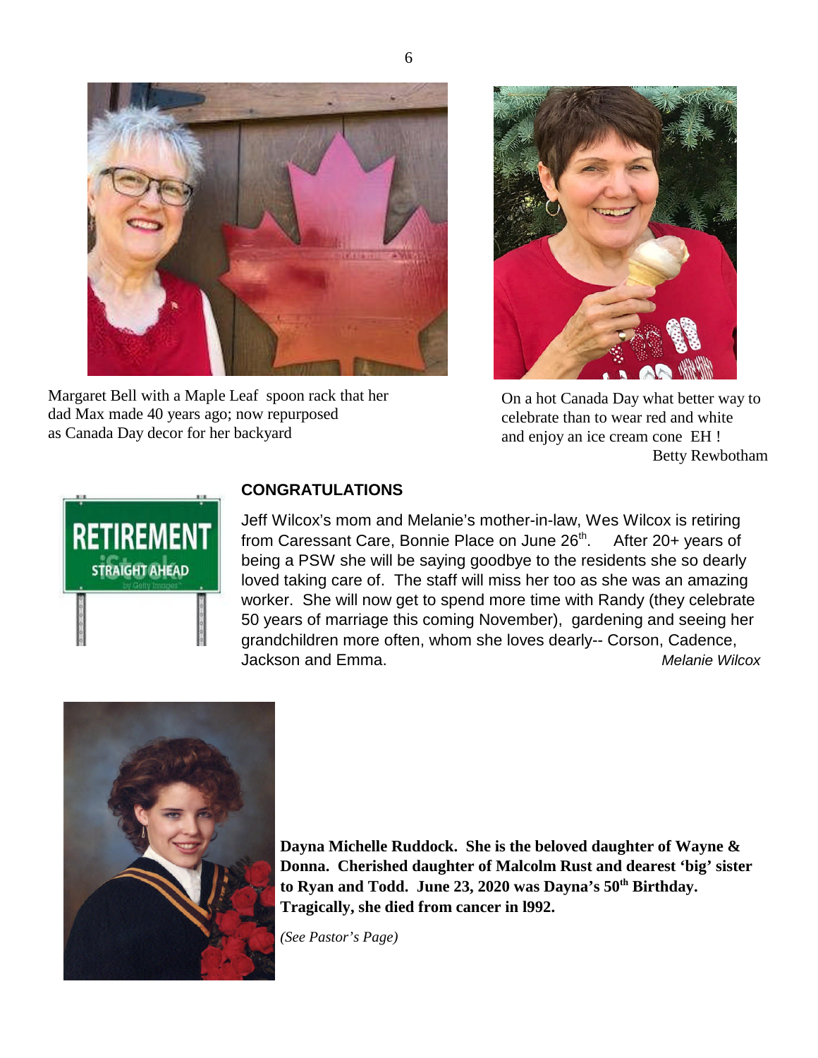Margaret Bell with a Maple Leaf spoon rack that her dad Max made 40 years ago; now repurposed as Canada Day decor for her backyard

On a hot Canada Day what better way to celebrate than to wear red and white and enjoy an ice cream cone EH !
Betty Rewbotham

## CONGRATULATIONS

Jeff Wilcox's mom and Melanie's mother-in-law, Wes Wilcox is retiring from Caressant Care, Bonnie Place on June 26th. After 20+ years of being a PSW she will be saying goodbye to the residents she so dearly loved taking care of. The staff will miss her too as she was an amazing worker. She will now get to spend more time with Randy (they celebrate 50 years of marriage this coming November), gardening and seeing her grandchildren more often, whom she loves dearly-- Corson, Cadence, Jackson and Emma. *Melanie Wilcox*

**Dayna Michelle Ruddock. She is the beloved daughter of Wayne & Donna. Cherished daughter of Malcolm Rust and dearest 'big' sister to Ryan and Todd. June 23, 2020 was Dayna's 50th Birthday. Tragically, she died from cancer in l992.**

*(See Pastor's Page)*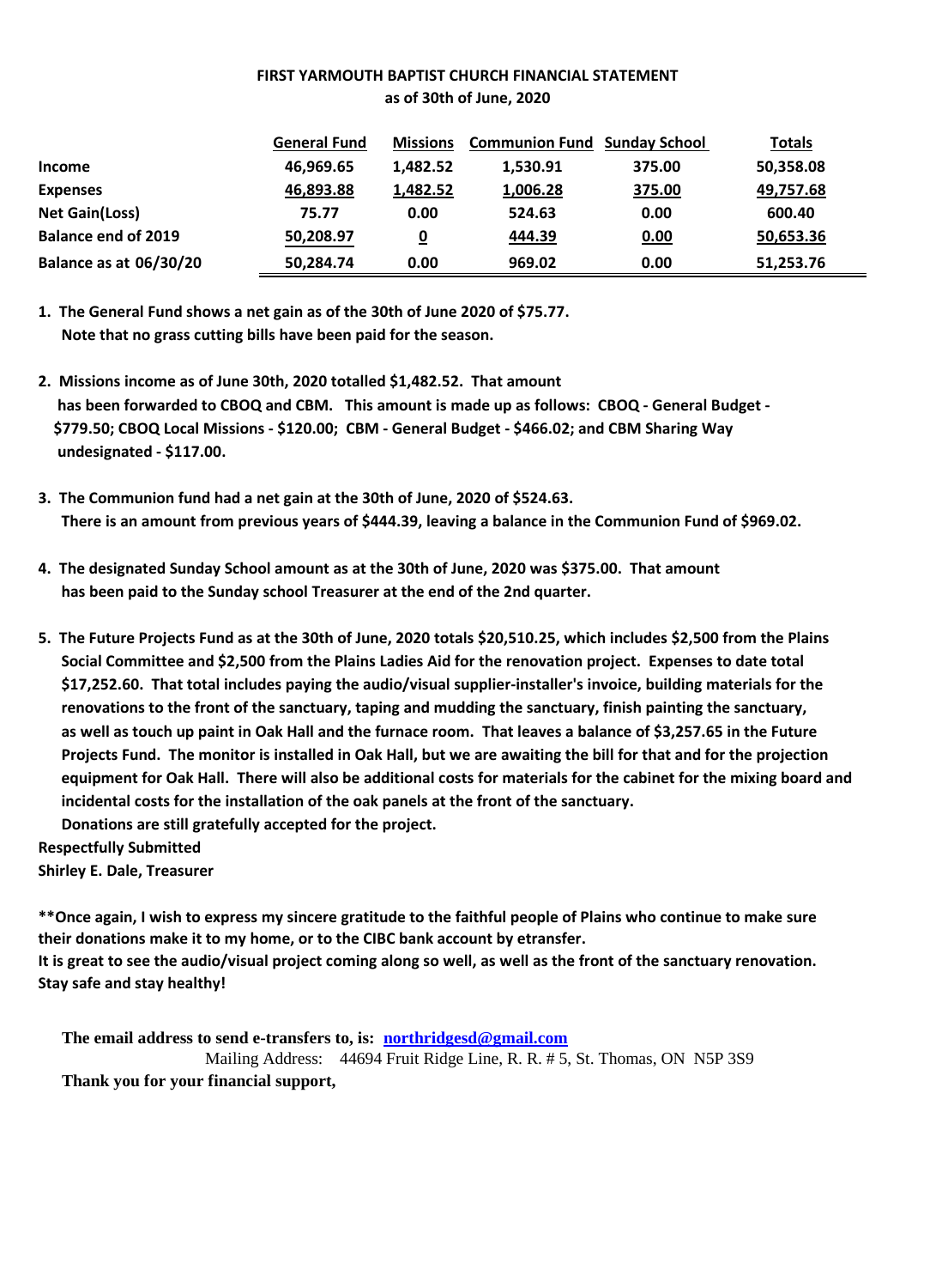**FIRST YARMOUTH BAPTIST CHURCH FINANCIAL STATEMENT**
**as of 30th of June, 2020**

| | General Fund | Missions | Communion Fund | Sunday School | Totals |
|---|---|---|---|---|---|
| **Income** | 46,969.65 | 1,482.52 | 1,530.91 | 375.00 | 50,358.08 |
| **Expenses** | 46,893.88 | 1,482.52 | 1,006.28 | 375.00 | 49,757.68 |
| **Net Gain(Loss)** | 75.77 | 0.00 | 524.63 | 0.00 | 600.40 |
| **Balance end of 2019** | 50,208.97 | 0 | 444.39 | 0.00 | 50,653.36 |
| **Balance as at 06/30/20** | 50,284.74 | 0.00 | 969.02 | 0.00 | 51,253.76 |

**1. The General Fund shows a net gain as of the 30th of June 2020 of $75.77. Note that no grass cutting bills have been paid for the season.**

**2. Missions income as of June 30th, 2020 totalled $1,482.52. That amount has been forwarded to CBOQ and CBM. This amount is made up as follows: CBOQ - General Budget - $779.50; CBOQ Local Missions - $120.00; CBM - General Budget - $466.02; and CBM Sharing Way undesignated - $117.00.**

**3. The Communion fund had a net gain at the 30th of June, 2020 of $524.63. There is an amount from previous years of $444.39, leaving a balance in the Communion Fund of $969.02.**

**4. The designated Sunday School amount as at the 30th of June, 2020 was $375.00. That amount has been paid to the Sunday school Treasurer at the end of the 2nd quarter.**

**5. The Future Projects Fund as at the 30th of June, 2020 totals $20,510.25, which includes $2,500 from the Plains Social Committee and $2,500 from the Plains Ladies Aid for the renovation project. Expenses to date total $17,252.60. That total includes paying the audio/visual supplier-installer's invoice, building materials for the renovations to the front of the sanctuary, taping and mudding the sanctuary, finish painting the sanctuary, as well as touch up paint in Oak Hall and the furnace room. That leaves a balance of $3,257.65 in the Future Projects Fund. The monitor is installed in Oak Hall, but we are awaiting the bill for that and for the projection equipment for Oak Hall. There will also be additional costs for materials for the cabinet for the mixing board and incidental costs for the installation of the oak panels at the front of the sanctuary.**
**Donations are still gratefully accepted for the project.**

**Respectfully Submitted**
**Shirley E. Dale, Treasurer**

**\*\*Once again, I wish to express my sincere gratitude to the faithful people of Plains who continue to make sure their donations make it to my home, or to the CIBC bank account by etransfer.**
**It is great to see the audio/visual project coming along so well, as well as the front of the sanctuary renovation.**
**Stay safe and stay healthy!**

**The email address to send e-transfers to, is: northridgesd@gmail.com**
Mailing Address: 44694 Fruit Ridge Line, R. R. # 5, St. Thomas, ON N5P 3S9
**Thank you for your financial support,**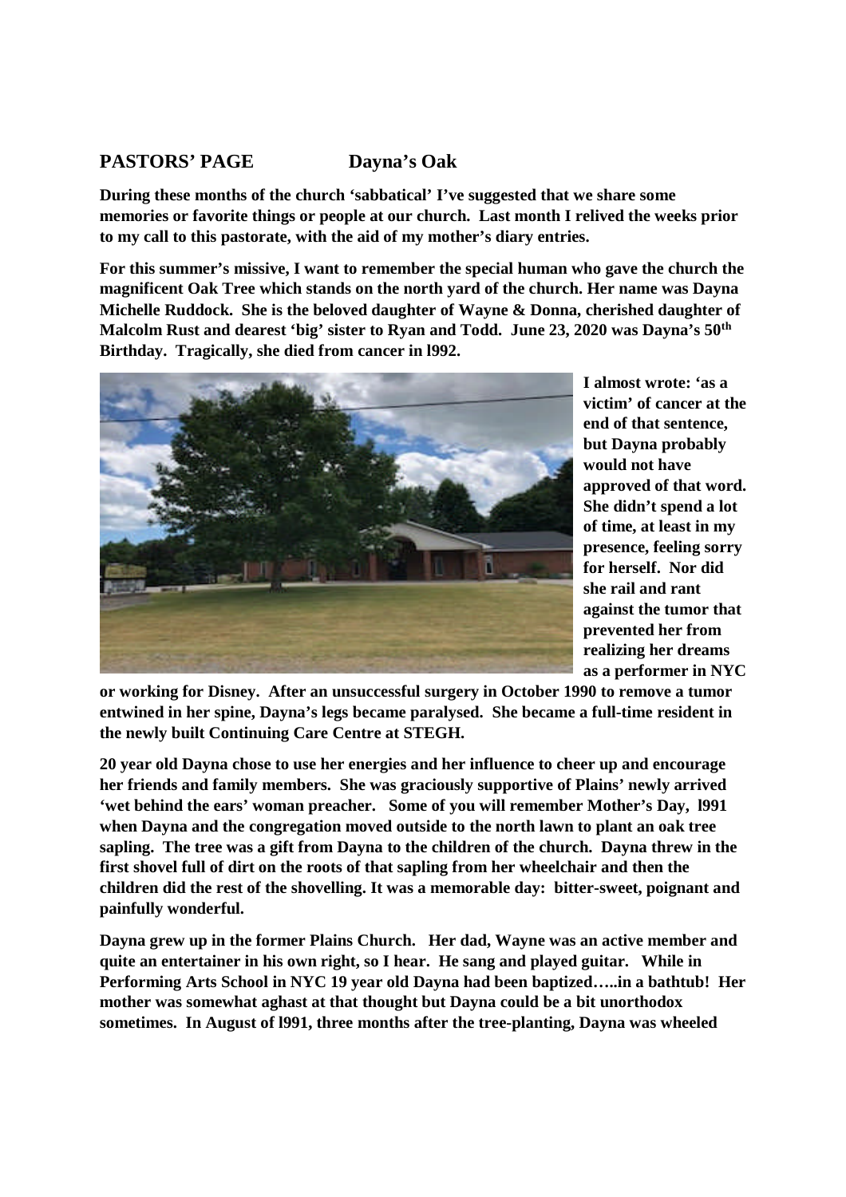## PASTORS' PAGE Dayna's Oak

**During these months of the church 'sabbatical' I've suggested that we share some memories or favorite things or people at our church. Last month I relived the weeks prior to my call to this pastorate, with the aid of my mother's diary entries.**

**For this summer's missive, I want to remember the special human who gave the church the magnificent Oak Tree which stands on the north yard of the church. Her name was Dayna Michelle Ruddock. She is the beloved daughter of Wayne & Donna, cherished daughter of Malcolm Rust and dearest 'big' sister to Ryan and Todd. June 23, 2020 was Dayna's 50th Birthday. Tragically, she died from cancer in l992.**

**I almost wrote: 'as a victim' of cancer at the end of that sentence, but Dayna probably would not have approved of that word. She didn't spend a lot of time, at least in my presence, feeling sorry for herself. Nor did she rail and rant against the tumor that prevented her from realizing her dreams as a performer in NYC or working for Disney. After an unsuccessful surgery in October 1990 to remove a tumor entwined in her spine, Dayna's legs became paralysed. She became a full-time resident in the newly built Continuing Care Centre at STEGH.**

**20 year old Dayna chose to use her energies and her influence to cheer up and encourage her friends and family members. She was graciously supportive of Plains' newly arrived 'wet behind the ears' woman preacher. Some of you will remember Mother's Day, l991 when Dayna and the congregation moved outside to the north lawn to plant an oak tree sapling. The tree was a gift from Dayna to the children of the church. Dayna threw in the first shovel full of dirt on the roots of that sapling from her wheelchair and then the children did the rest of the shovelling. It was a memorable day: bitter-sweet, poignant and painfully wonderful.**

**Dayna grew up in the former Plains Church. Her dad, Wayne was an active member and quite an entertainer in his own right, so I hear. He sang and played guitar. While in Performing Arts School in NYC 19 year old Dayna had been baptized…..in a bathtub! Her mother was somewhat aghast at that thought but Dayna could be a bit unorthodox sometimes. In August of l991, three months after the tree-planting, Dayna was wheeled**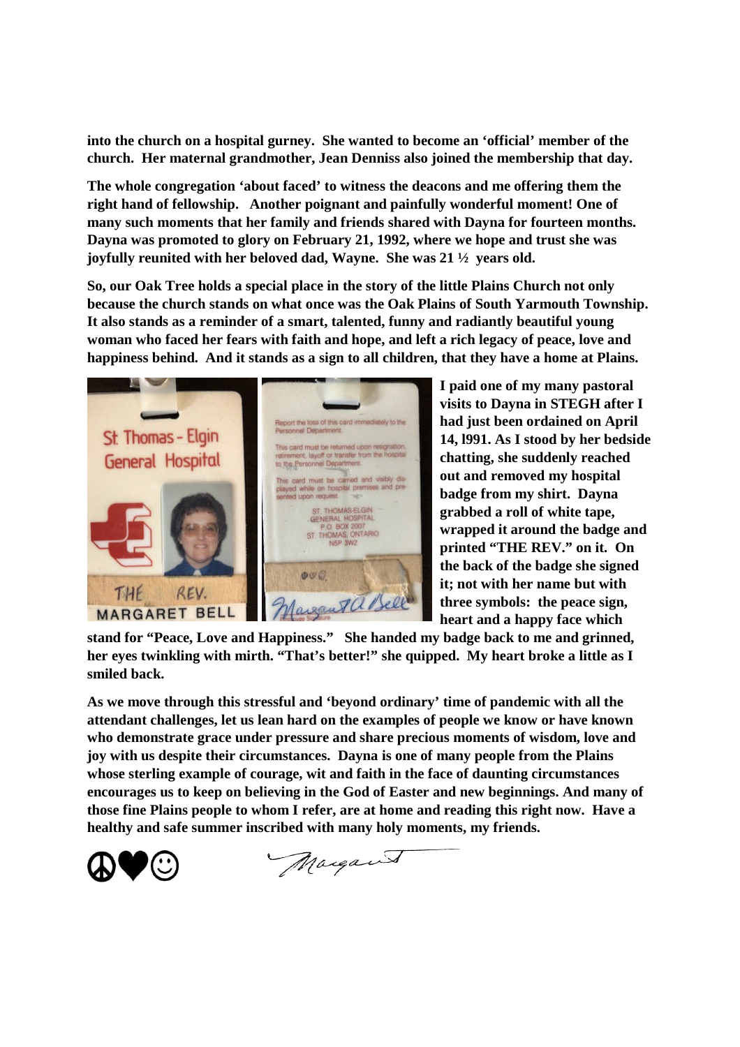**into the church on a hospital gurney. She wanted to become an 'official' member of the church. Her maternal grandmother, Jean Denniss also joined the membership that day.**

**The whole congregation 'about faced' to witness the deacons and me offering them the right hand of fellowship. Another poignant and painfully wonderful moment! One of many such moments that her family and friends shared with Dayna for fourteen months. Dayna was promoted to glory on February 21, 1992, where we hope and trust she was joyfully reunited with her beloved dad, Wayne. She was 21 ½ years old.**

**So, our Oak Tree holds a special place in the story of the little Plains Church not only because the church stands on what once was the Oak Plains of South Yarmouth Township. It also stands as a reminder of a smart, talented, funny and radiantly beautiful young woman who faced her fears with faith and hope, and left a rich legacy of peace, love and happiness behind. And it stands as a sign to all children, that they have a home at Plains.**

**I paid one of my many pastoral visits to Dayna in STEGH after I had just been ordained on April 14, l991. As I stood by her bedside chatting, she suddenly reached out and removed my hospital badge from my shirt. Dayna grabbed a roll of white tape, wrapped it around the badge and printed "THE REV." on it. On the back of the badge she signed it; not with her name but with three symbols: the peace sign, heart and a happy face which stand for "Peace, Love and Happiness." She handed my badge back to me and grinned, her eyes twinkling with mirth. "That's better!" she quipped. My heart broke a little as I smiled back.**

**As we move through this stressful and 'beyond ordinary' time of pandemic with all the attendant challenges, let us lean hard on the examples of people we know or have known who demonstrate grace under pressure and share precious moments of wisdom, love and joy with us despite their circumstances. Dayna is one of many people from the Plains whose sterling example of courage, wit and faith in the face of daunting circumstances encourages us to keep on believing in the God of Easter and new beginnings. And many of those fine Plains people to whom I refer, are at home and reading this right now. Have a healthy and safe summer inscribed with many holy moments, my friends.**

☮♥☺ Margaret